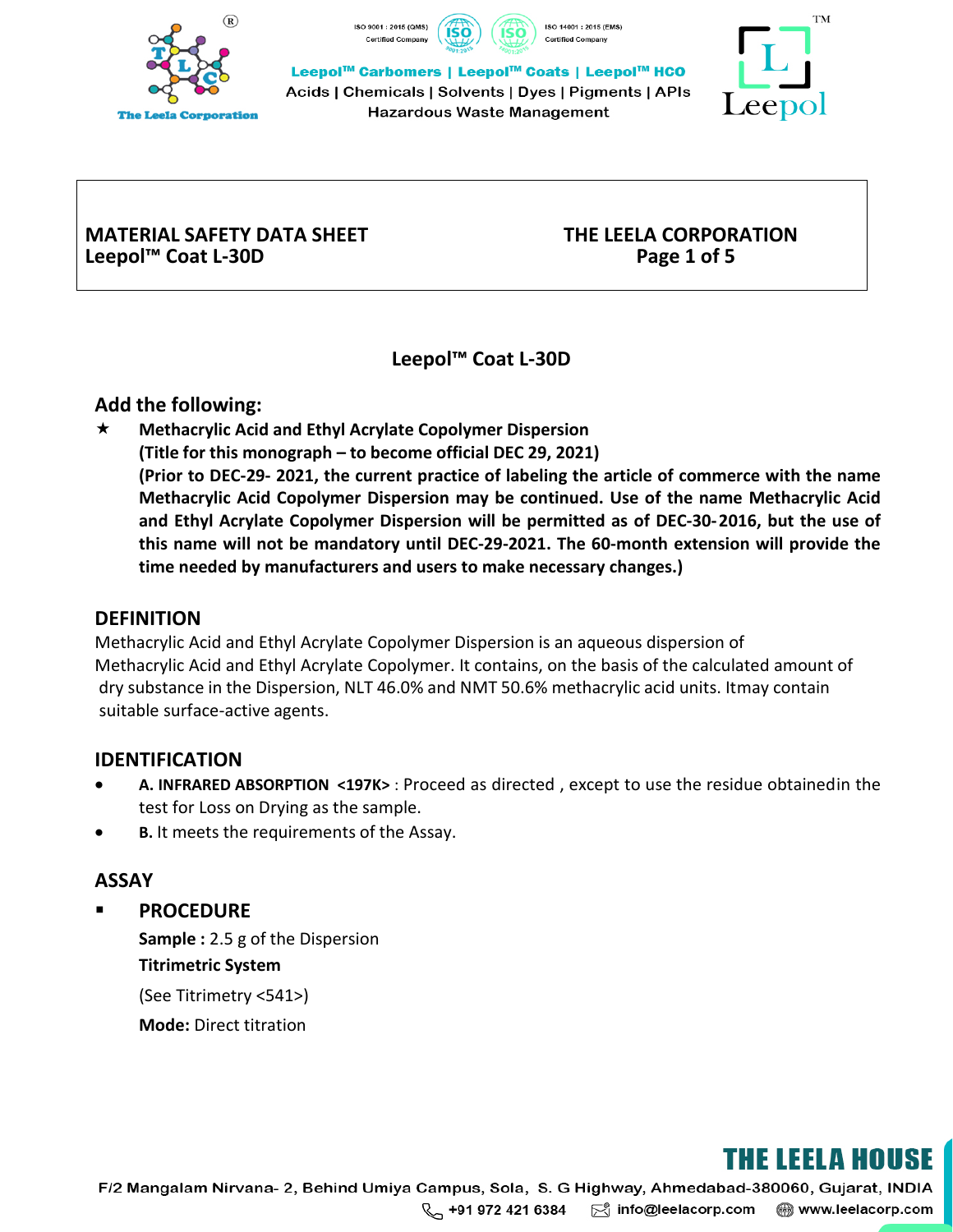**MATERIAL SAFETY DATA SHEET**
**Leepol™ Coat L-30D**

**THE LEELA CORPORATION**

# Leepol™ Coat L-30D

## Add the following:

★ **Methacrylic Acid and Ethyl Acrylate Copolymer Dispersion**
**(Title for this monograph – to become official DEC 29, 2021)**
**(Prior to DEC-29- 2021, the current practice of labeling the article of commerce with the name Methacrylic Acid Copolymer Dispersion may be continued. Use of the name Methacrylic Acid and Ethyl Acrylate Copolymer Dispersion will be permitted as of DEC-30-2016, but the use of this name will not be mandatory until DEC-29-2021. The 60-month extension will provide the time needed by manufacturers and users to make necessary changes.)**

## DEFINITION

Methacrylic Acid and Ethyl Acrylate Copolymer Dispersion is an aqueous dispersion of Methacrylic Acid and Ethyl Acrylate Copolymer. It contains, on the basis of the calculated amount of dry substance in the Dispersion, NLT 46.0% and NMT 50.6% methacrylic acid units. Itmay contain suitable surface-active agents.

## IDENTIFICATION

- **A. INFRARED ABSORPTION <197K>** : Proceed as directed , except to use the residue obtainedin the test for Loss on Drying as the sample.
- **B.** It meets the requirements of the Assay.

## ASSAY

- **PROCEDURE**

  **Sample :** 2.5 g of the Dispersion

  **Titrimetric System**

  (See Titrimetry <541>)

  **Mode:** Direct titration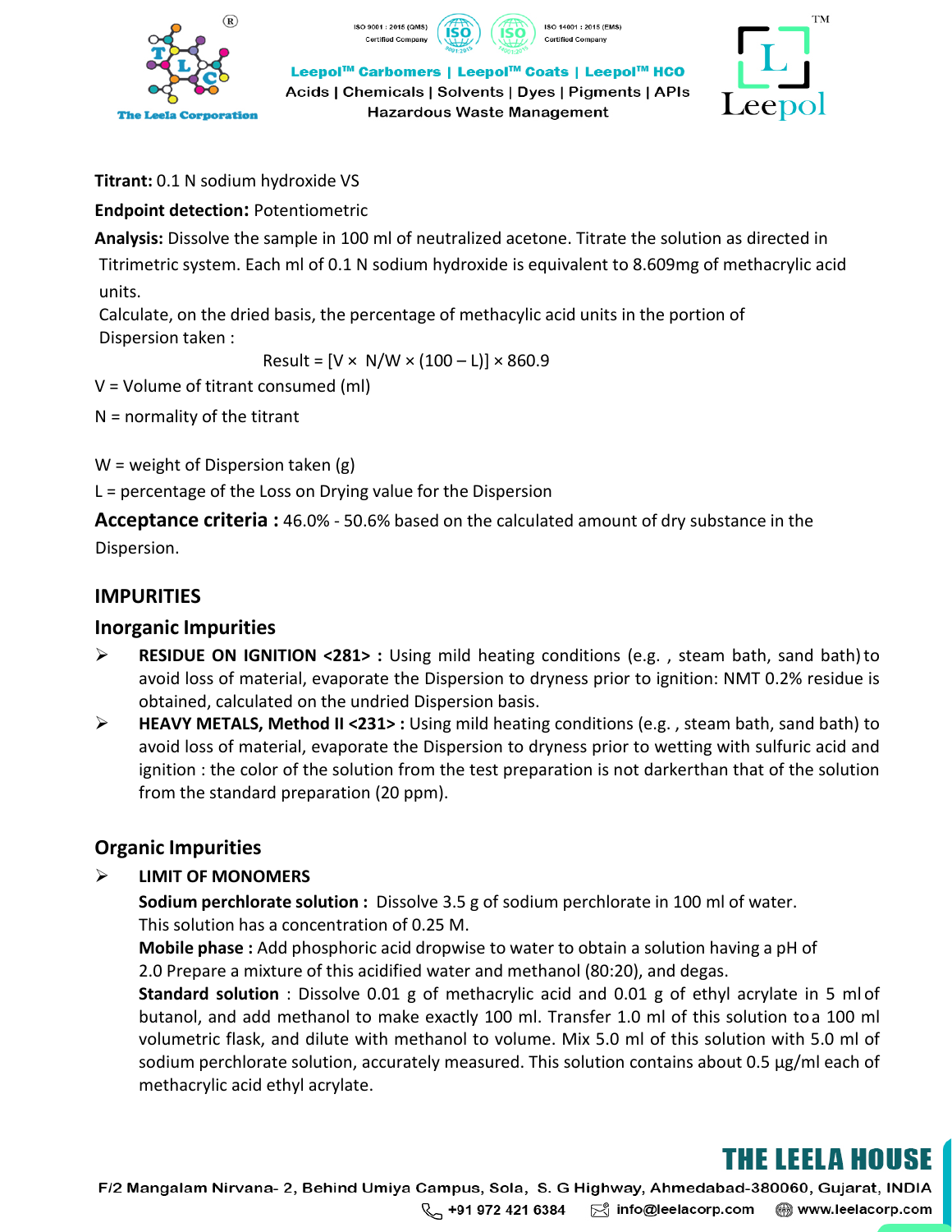**Titrant:** 0.1 N sodium hydroxide VS

**Endpoint detection:** Potentiometric

**Analysis:** Dissolve the sample in 100 ml of neutralized acetone. Titrate the solution as directed in Titrimetric system. Each ml of 0.1 N sodium hydroxide is equivalent to 8.609mg of methacrylic acid units.

Calculate, on the dried basis, the percentage of methacylic acid units in the portion of Dispersion taken :

$$\text{Result} = [V \times N/W \times (100 - L)] \times 860.9$$

V = Volume of titrant consumed (ml)

N = normality of the titrant

W = weight of Dispersion taken (g)

L = percentage of the Loss on Drying value for the Dispersion

**Acceptance criteria :** 46.0% - 50.6% based on the calculated amount of dry substance in the Dispersion.

## IMPURITIES

### Inorganic Impurities

- **RESIDUE ON IGNITION <281> :** Using mild heating conditions (e.g. , steam bath, sand bath) to avoid loss of material, evaporate the Dispersion to dryness prior to ignition: NMT 0.2% residue is obtained, calculated on the undried Dispersion basis.
- **HEAVY METALS, Method II <231> :** Using mild heating conditions (e.g. , steam bath, sand bath) to avoid loss of material, evaporate the Dispersion to dryness prior to wetting with sulfuric acid and ignition : the color of the solution from the test preparation is not darkerthan that of the solution from the standard preparation (20 ppm).

### Organic Impurities

- **LIMIT OF MONOMERS**

  **Sodium perchlorate solution :** Dissolve 3.5 g of sodium perchlorate in 100 ml of water. This solution has a concentration of 0.25 M.

  **Mobile phase :** Add phosphoric acid dropwise to water to obtain a solution having a pH of 2.0 Prepare a mixture of this acidified water and methanol (80:20), and degas.

  **Standard solution** : Dissolve 0.01 g of methacrylic acid and 0.01 g of ethyl acrylate in 5 ml of butanol, and add methanol to make exactly 100 ml. Transfer 1.0 ml of this solution to a 100 ml volumetric flask, and dilute with methanol to volume. Mix 5.0 ml of this solution with 5.0 ml of sodium perchlorate solution, accurately measured. This solution contains about 0.5 µg/ml each of methacrylic acid ethyl acrylate.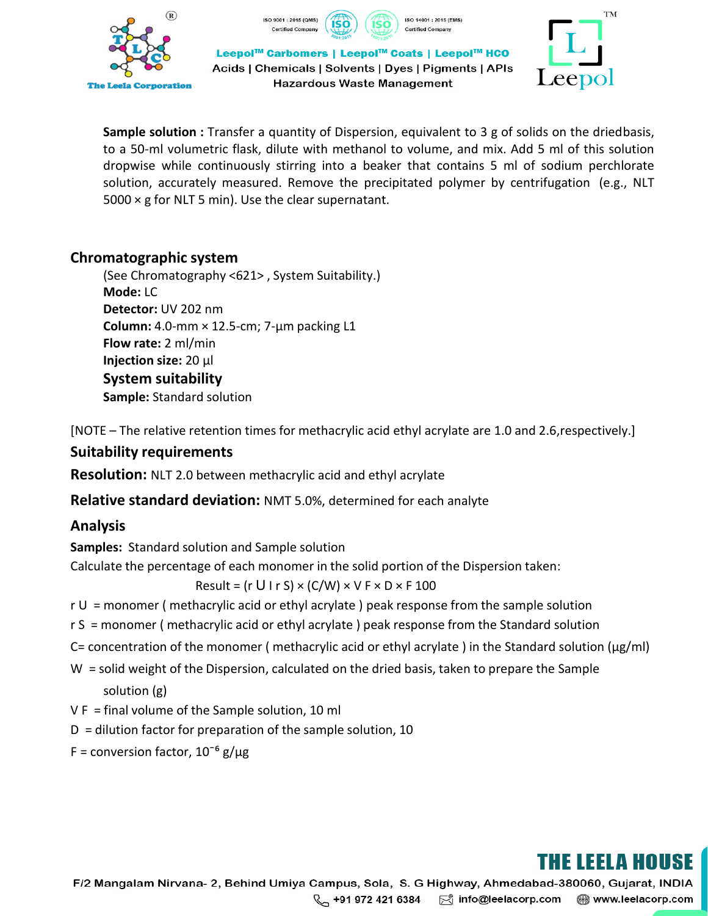**Sample solution :** Transfer a quantity of Dispersion, equivalent to 3 g of solids on the driedbasis, to a 50-ml volumetric flask, dilute with methanol to volume, and mix. Add 5 ml of this solution dropwise while continuously stirring into a beaker that contains 5 ml of sodium perchlorate solution, accurately measured. Remove the precipitated polymer by centrifugation (e.g., NLT 5000 × g for NLT 5 min). Use the clear supernatant.

## Chromatographic system

(See Chromatography <621> , System Suitability.)

**Mode:** LC

**Detector:** UV 202 nm

**Column:** 4.0-mm × 12.5-cm; 7-µm packing L1

**Flow rate:** 2 ml/min

**Injection size:** 20 µl

### System suitability

**Sample:** Standard solution

[NOTE – The relative retention times for methacrylic acid ethyl acrylate are 1.0 and 2.6,respectively.]

## Suitability requirements

**Resolution:** NLT 2.0 between methacrylic acid and ethyl acrylate

**Relative standard deviation:** NMT 5.0%, determined for each analyte

## Analysis

**Samples:** Standard solution and Sample solution

Calculate the percentage of each monomer in the solid portion of the Dispersion taken:

$$\text{Result} = (r_U / r_S) \times (C/W) \times V_F \times D \times F \ 100$$

$r_U$ = monomer ( methacrylic acid or ethyl acrylate ) peak response from the sample solution

$r_S$ = monomer ( methacrylic acid or ethyl acrylate ) peak response from the Standard solution

C= concentration of the monomer ( methacrylic acid or ethyl acrylate ) in the Standard solution (µg/ml)

W = solid weight of the Dispersion, calculated on the dried basis, taken to prepare the Sample solution (g)

$V_F$ = final volume of the Sample solution, 10 ml

D = dilution factor for preparation of the sample solution, 10

F = conversion factor, $10^{-6}$ g/µg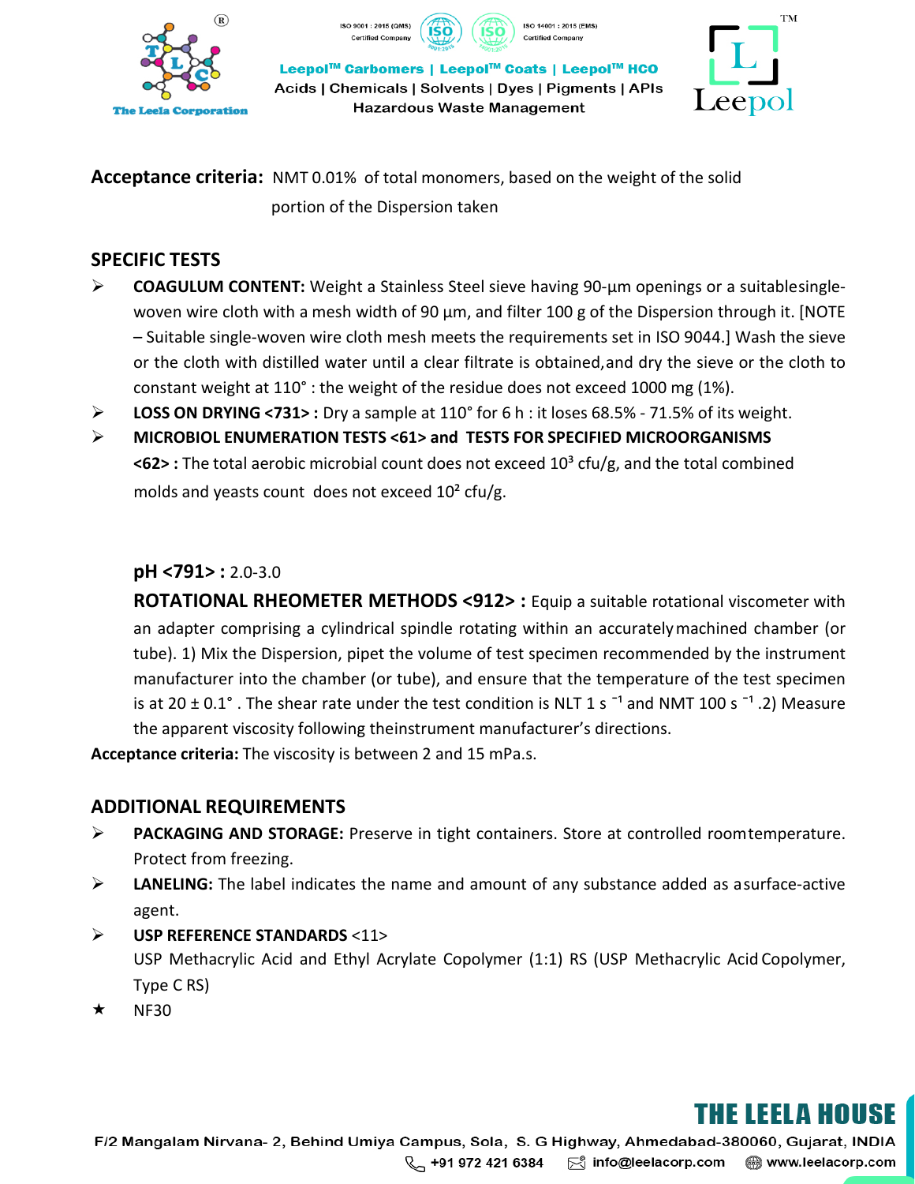**Acceptance criteria:** NMT 0.01% of total monomers, based on the weight of the solid portion of the Dispersion taken

## SPECIFIC TESTS

- **COAGULUM CONTENT:** Weight a Stainless Steel sieve having 90-µm openings or a suitablesingle-woven wire cloth with a mesh width of 90 µm, and filter 100 g of the Dispersion through it. [NOTE – Suitable single-woven wire cloth mesh meets the requirements set in ISO 9044.] Wash the sieve or the cloth with distilled water until a clear filtrate is obtained,and dry the sieve or the cloth to constant weight at 110° : the weight of the residue does not exceed 1000 mg (1%).
- **LOSS ON DRYING <731> :** Dry a sample at 110° for 6 h : it loses 68.5% - 71.5% of its weight.
- **MICROBIOL ENUMERATION TESTS <61> and TESTS FOR SPECIFIED MICROORGANISMS <62> :** The total aerobic microbial count does not exceed $10^3$ cfu/g, and the total combined molds and yeasts count does not exceed $10^2$ cfu/g.

**pH <791> :** 2.0-3.0

**ROTATIONAL RHEOMETER METHODS <912> :** Equip a suitable rotational viscometer with an adapter comprising a cylindrical spindle rotating within an accurately machined chamber (or tube). 1) Mix the Dispersion, pipet the volume of test specimen recommended by the instrument manufacturer into the chamber (or tube), and ensure that the temperature of the test specimen is at 20 ± 0.1° . The shear rate under the test condition is NLT 1 $s^{-1}$ and NMT 100 $s^{-1}$ .2) Measure the apparent viscosity following theinstrument manufacturer's directions.

**Acceptance criteria:** The viscosity is between 2 and 15 mPa.s.

## ADDITIONAL REQUIREMENTS

- **PACKAGING AND STORAGE:** Preserve in tight containers. Store at controlled roomtemperature. Protect from freezing.
- **LANELING:** The label indicates the name and amount of any substance added as asurface-active agent.
- **USP REFERENCE STANDARDS** <11>
  USP Methacrylic Acid and Ethyl Acrylate Copolymer (1:1) RS (USP Methacrylic Acid Copolymer, Type C RS)

★ NF30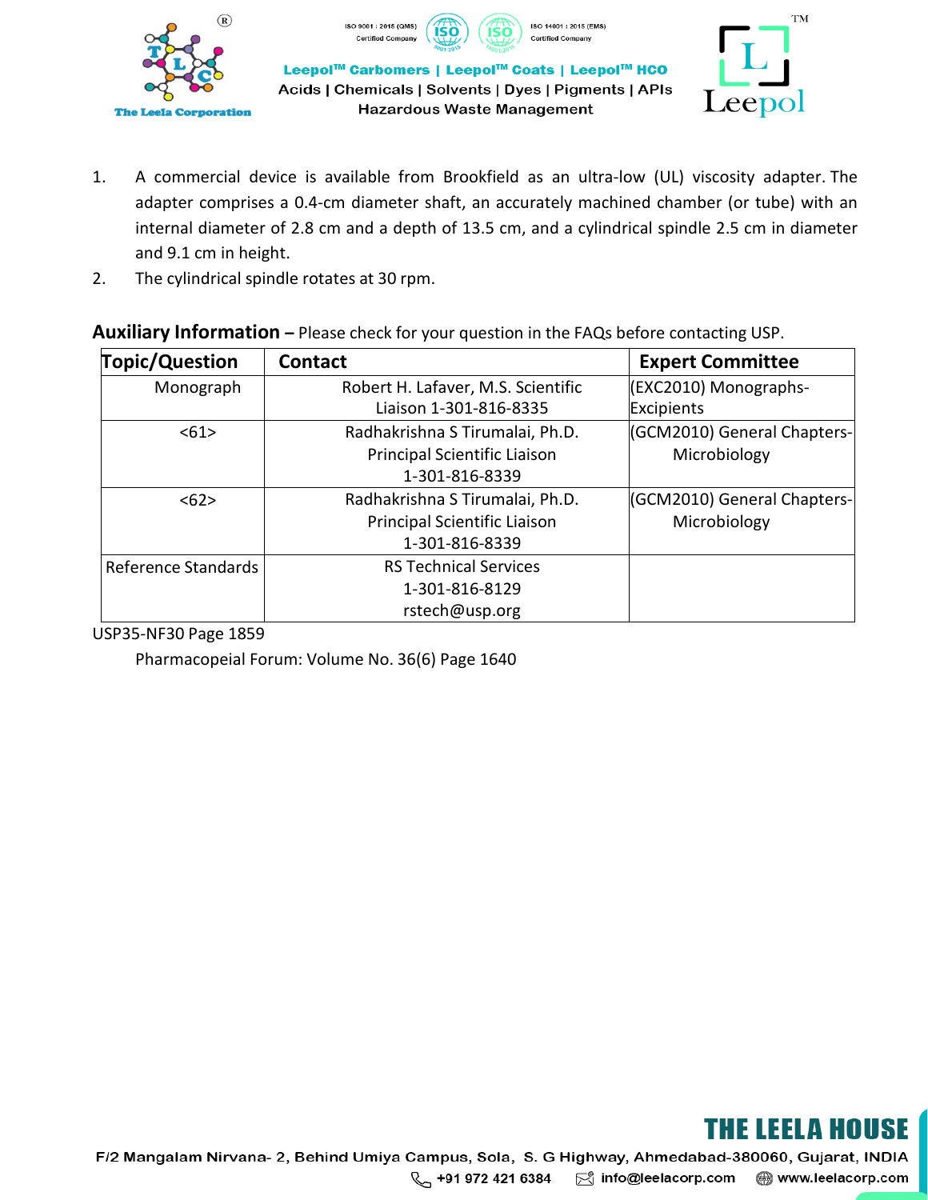1. A commercial device is available from Brookfield as an ultra-low (UL) viscosity adapter. The adapter comprises a 0.4-cm diameter shaft, an accurately machined chamber (or tube) with an internal diameter of 2.8 cm and a depth of 13.5 cm, and a cylindrical spindle 2.5 cm in diameter and 9.1 cm in height.
2. The cylindrical spindle rotates at 30 rpm.

**Auxiliary Information –** Please check for your question in the FAQs before contacting USP.

| Topic/Question | Contact | Expert Committee |
|---|---|---|
| Monograph | Robert H. Lafaver, M.S. Scientific Liaison 1-301-816-8335 | (EXC2010) Monographs-Excipients |
| <61> | Radhakrishna S Tirumalai, Ph.D. Principal Scientific Liaison 1-301-816-8339 | (GCM2010) General Chapters-Microbiology |
| <62> | Radhakrishna S Tirumalai, Ph.D. Principal Scientific Liaison 1-301-816-8339 | (GCM2010) General Chapters-Microbiology |
| Reference Standards | RS Technical Services 1-301-816-8129 rstech@usp.org | |

USP35-NF30 Page 1859

Pharmacopeial Forum: Volume No. 36(6) Page 1640